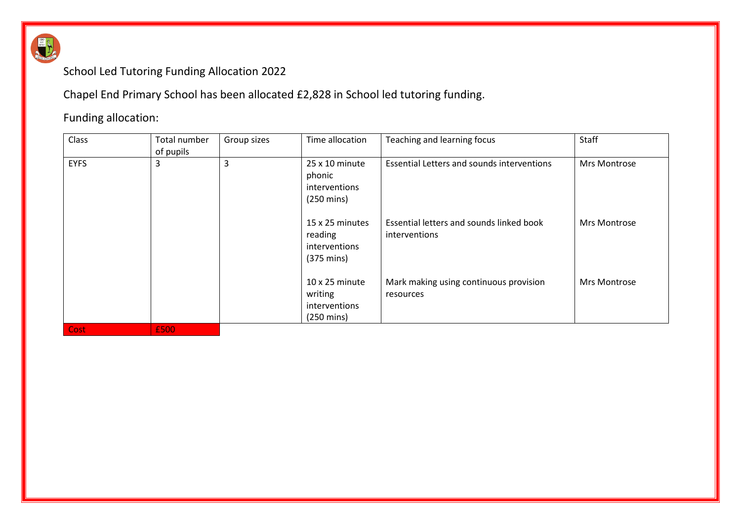School Led Tutoring Funding Allocation 2022

Chapel End Primary School has been allocated £2,828 in School led tutoring funding.

Funding allocation:

| Class | Total number of pupils | Group sizes | Time allocation | Teaching and learning focus | Staff |
|---|---|---|---|---|---|
| EYFS | 3 | 3 | 25 x 10 minute phonic interventions (250 mins) | Essential Letters and sounds interventions | Mrs Montrose |
| | | | 15 x 25 minutes reading interventions (375 mins) | Essential letters and sounds linked book interventions | Mrs Montrose |
| | | | 10 x 25 minute writing interventions (250 mins) | Mark making using continuous provision resources | Mrs Montrose |
| Cost | £500 | | | | |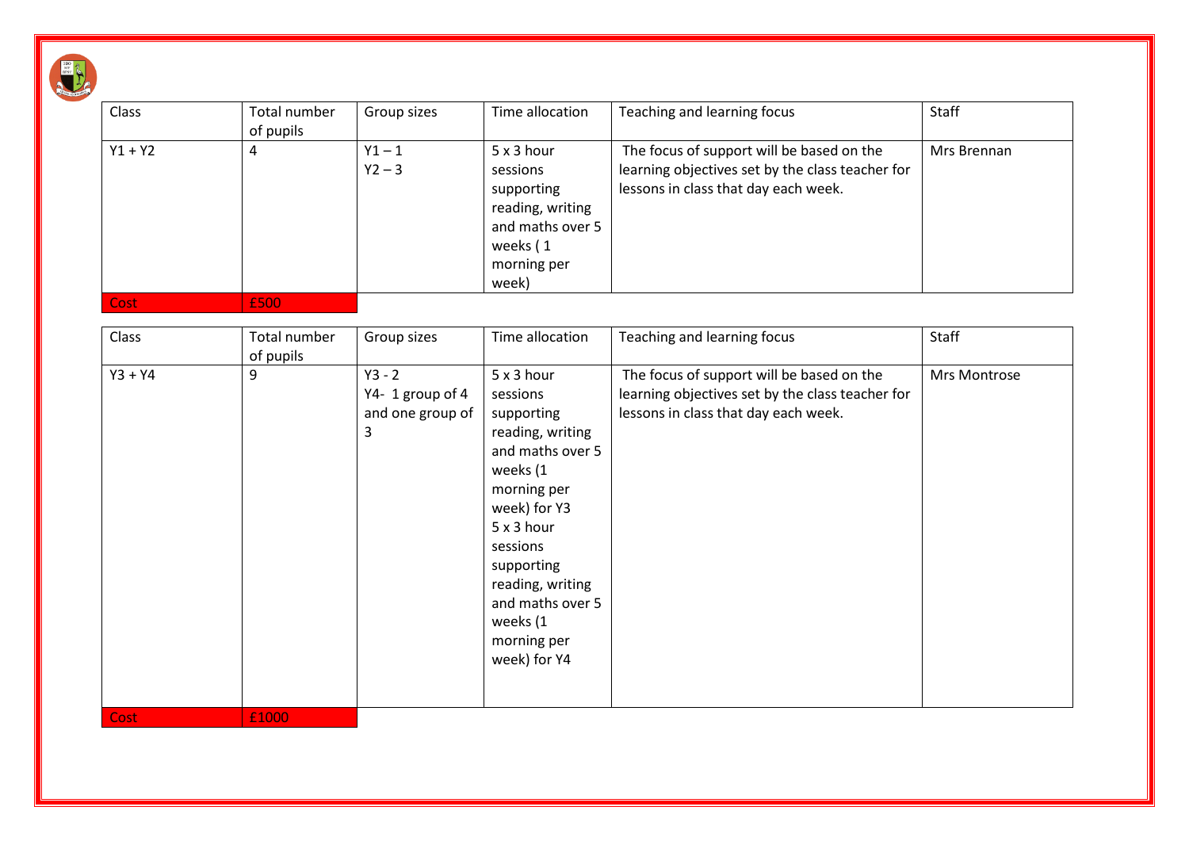| Class | Total number of pupils | Group sizes | Time allocation | Teaching and learning focus | Staff |
|---|---|---|---|---|---|
| Y1 + Y2 | 4 | Y1 – 1<br>Y2 – 3 | 5 x 3 hour sessions supporting reading, writing and maths over 5 weeks ( 1 morning per week) | The focus of support will be based on the learning objectives set by the class teacher for lessons in class that day each week. | Mrs Brennan |
| Cost | £500 | | | | |

| Class | Total number of pupils | Group sizes | Time allocation | Teaching and learning focus | Staff |
|---|---|---|---|---|---|
| Y3 + Y4 | 9 | Y3 - 2<br>Y4- 1 group of 4 and one group of 3 | 5 x 3 hour sessions supporting reading, writing and maths over 5 weeks (1 morning per week) for Y3<br>5 x 3 hour sessions supporting reading, writing and maths over 5 weeks (1 morning per week) for Y4 | The focus of support will be based on the learning objectives set by the class teacher for lessons in class that day each week. | Mrs Montrose |
| Cost | £1000 | | | | |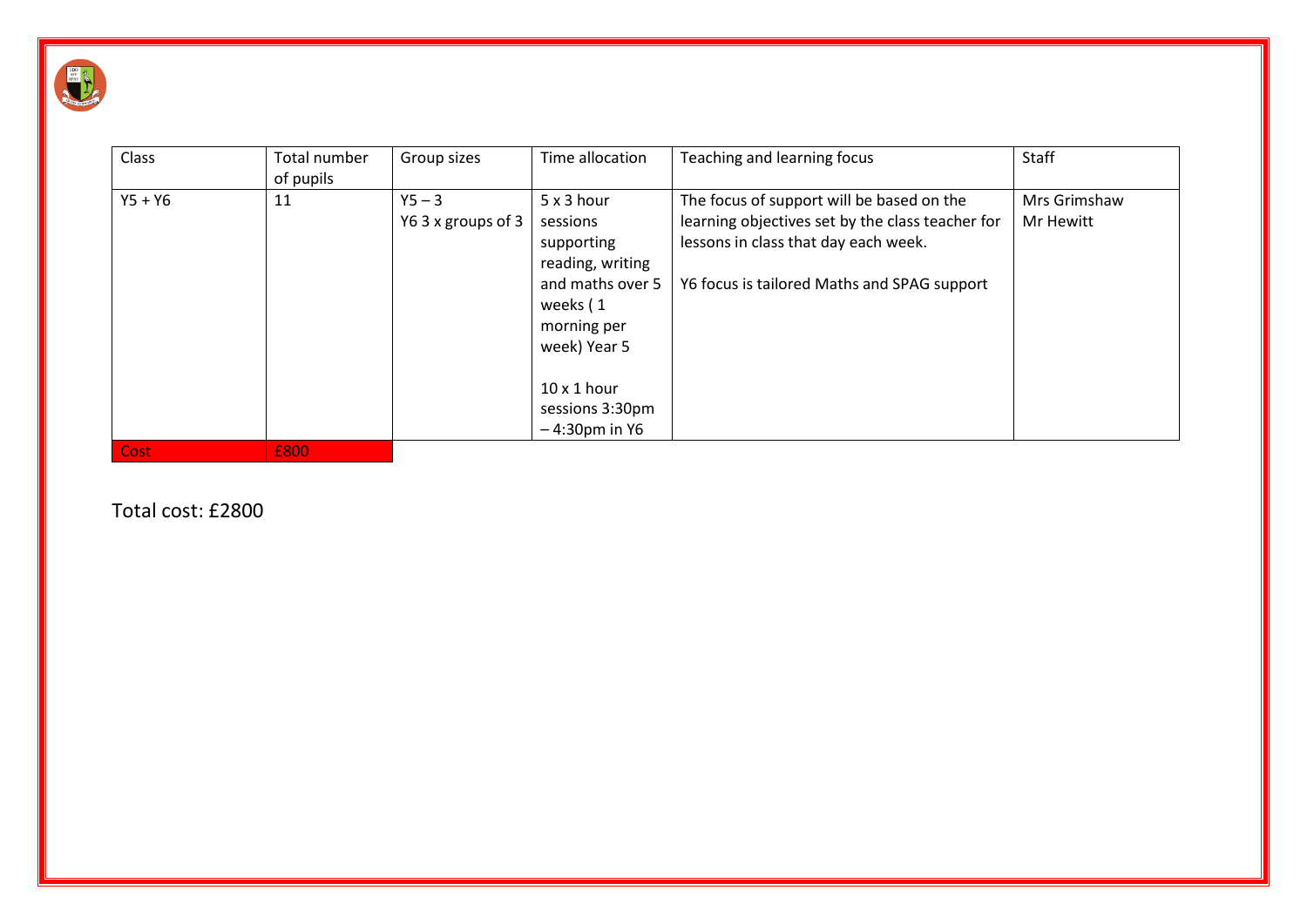| Class | Total number of pupils | Group sizes | Time allocation | Teaching and learning focus | Staff |
|---|---|---|---|---|---|
| Y5 + Y6 | 11 | Y5 – 3<br>Y6 3 x groups of 3 | 5 x 3 hour sessions supporting reading, writing and maths over 5 weeks ( 1 morning per week) Year 5<br><br>10 x 1 hour sessions 3:30pm – 4:30pm in Y6 | The focus of support will be based on the learning objectives set by the class teacher for lessons in class that day each week.<br><br>Y6 focus is tailored Maths and SPAG support | Mrs Grimshaw<br>Mr Hewitt |
| Cost | £800 | | | | |

Total cost: £2800